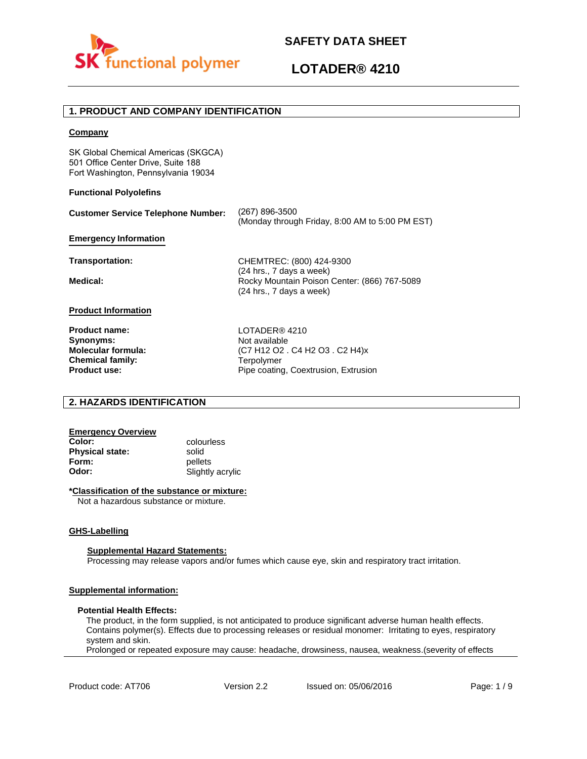# SAFETY DATA SHEET

# LOTADER® 4210

## 1. PRODUCT AND COMPANY IDENTIFICATION

**Company**

SK Global Chemical Americas (SKGCA)
501 Office Center Drive, Suite 188
Fort Washington, Pennsylvania 19034

**Functional Polyolefins**

**Customer Service Telephone Number:** (267) 896-3500
(Monday through Friday, 8:00 AM to 5:00 PM EST)

**Emergency Information**

**Transportation:** CHEMTREC: (800) 424-9300
(24 hrs., 7 days a week)

**Medical:** Rocky Mountain Poison Center: (866) 767-5089
(24 hrs., 7 days a week)

**Product Information**

**Product name:** LOTADER® 4210
**Synonyms:** Not available
**Molecular formula:** $(C_7H_{12}O_2 . C_4H_2O_3 . C_2H_4)_x$
**Chemical family:** Terpolymer
**Product use:** Pipe coating, Coextrusion, Extrusion

## 2. HAZARDS IDENTIFICATION

**Emergency Overview**

**Color:** colourless
**Physical state:** solid
**Form:** pellets
**Odor:** Slightly acrylic

***Classification of the substance or mixture:**

Not a hazardous substance or mixture.

**GHS-Labelling**

**Supplemental Hazard Statements:**

Processing may release vapors and/or fumes which cause eye, skin and respiratory tract irritation.

**Supplemental information:**

**Potential Health Effects:**

The product, in the form supplied, is not anticipated to produce significant adverse human health effects. Contains polymer(s). Effects due to processing releases or residual monomer: Irritating to eyes, respiratory system and skin.
Prolonged or repeated exposure may cause: headache, drowsiness, nausea, weakness.(severity of effects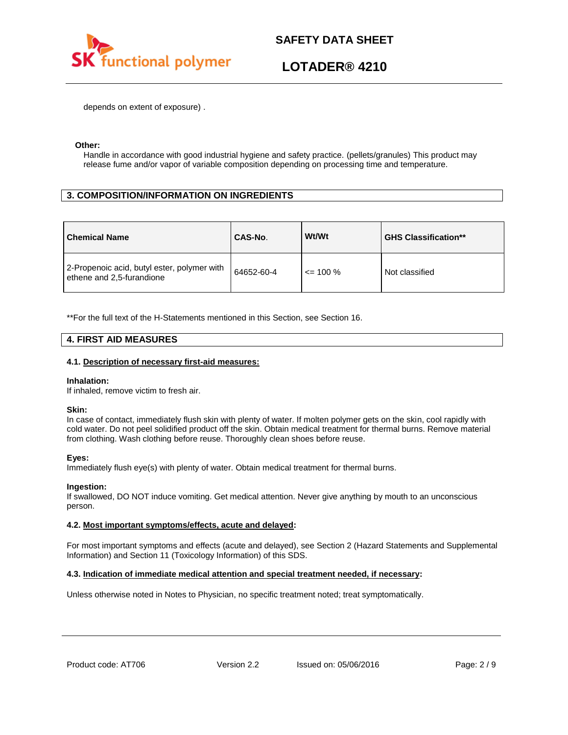depends on extent of exposure) .

**Other:**

Handle in accordance with good industrial hygiene and safety practice. (pellets/granules) This product may release fume and/or vapor of variable composition depending on processing time and temperature.

## 3. COMPOSITION/INFORMATION ON INGREDIENTS

| Chemical Name | CAS-No. | Wt/Wt | GHS Classification** |
|---|---|---|---|
| 2-Propenoic acid, butyl ester, polymer with ethene and 2,5-furandione | 64652-60-4 | <= 100 % | Not classified |

**For the full text of the H-Statements mentioned in this Section, see Section 16.

## 4. FIRST AID MEASURES

### 4.1. Description of necessary first-aid measures:

**Inhalation:**

If inhaled, remove victim to fresh air.

**Skin:**

In case of contact, immediately flush skin with plenty of water. If molten polymer gets on the skin, cool rapidly with cold water. Do not peel solidified product off the skin. Obtain medical treatment for thermal burns. Remove material from clothing. Wash clothing before reuse. Thoroughly clean shoes before reuse.

**Eyes:**

Immediately flush eye(s) with plenty of water. Obtain medical treatment for thermal burns.

**Ingestion:**

If swallowed, DO NOT induce vomiting. Get medical attention. Never give anything by mouth to an unconscious person.

### 4.2. Most important symptoms/effects, acute and delayed:

For most important symptoms and effects (acute and delayed), see Section 2 (Hazard Statements and Supplemental Information) and Section 11 (Toxicology Information) of this SDS.

### 4.3. Indication of immediate medical attention and special treatment needed, if necessary:

Unless otherwise noted in Notes to Physician, no specific treatment noted; treat symptomatically.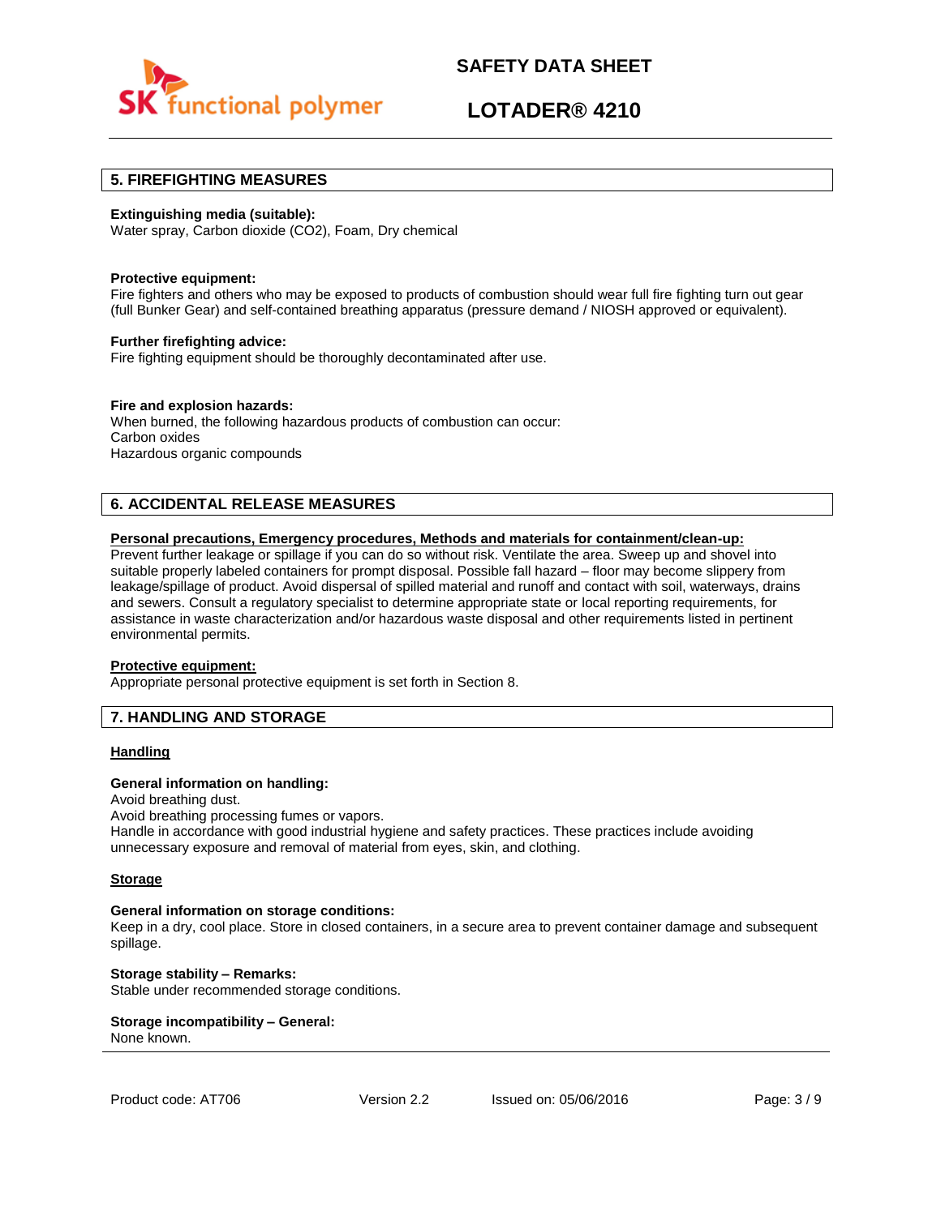## 5. FIREFIGHTING MEASURES

**Extinguishing media (suitable):**
Water spray, Carbon dioxide ($CO_2$), Foam, Dry chemical

**Protective equipment:**
Fire fighters and others who may be exposed to products of combustion should wear full fire fighting turn out gear (full Bunker Gear) and self-contained breathing apparatus (pressure demand / NIOSH approved or equivalent).

**Further firefighting advice:**
Fire fighting equipment should be thoroughly decontaminated after use.

**Fire and explosion hazards:**
When burned, the following hazardous products of combustion can occur:
Carbon oxides
Hazardous organic compounds

## 6. ACCIDENTAL RELEASE MEASURES

**Personal precautions, Emergency procedures, Methods and materials for containment/clean-up:**
Prevent further leakage or spillage if you can do so without risk. Ventilate the area. Sweep up and shovel into suitable properly labeled containers for prompt disposal. Possible fall hazard – floor may become slippery from leakage/spillage of product. Avoid dispersal of spilled material and runoff and contact with soil, waterways, drains and sewers. Consult a regulatory specialist to determine appropriate state or local reporting requirements, for assistance in waste characterization and/or hazardous waste disposal and other requirements listed in pertinent environmental permits.

**Protective equipment:**
Appropriate personal protective equipment is set forth in Section 8.

## 7. HANDLING AND STORAGE

### Handling

**General information on handling:**
Avoid breathing dust.
Avoid breathing processing fumes or vapors.
Handle in accordance with good industrial hygiene and safety practices. These practices include avoiding unnecessary exposure and removal of material from eyes, skin, and clothing.

### Storage

**General information on storage conditions:**
Keep in a dry, cool place. Store in closed containers, in a secure area to prevent container damage and subsequent spillage.

**Storage stability – Remarks:**
Stable under recommended storage conditions.

**Storage incompatibility – General:**
None known.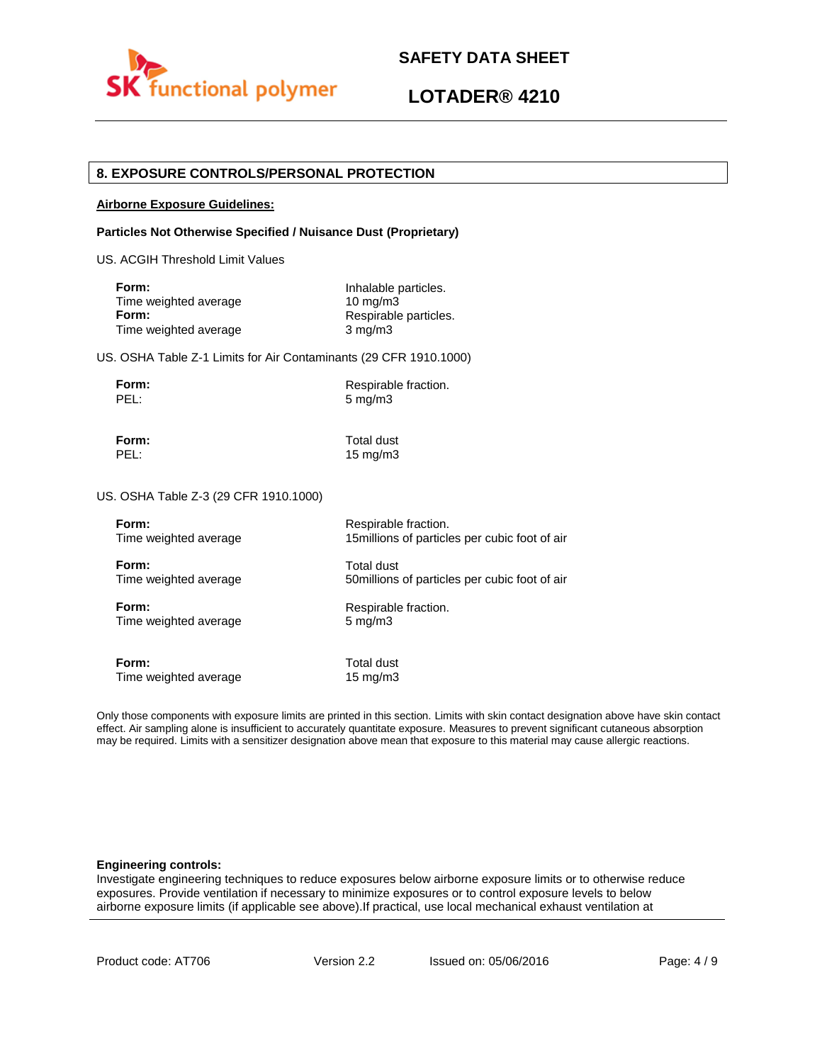## 8. EXPOSURE CONTROLS/PERSONAL PROTECTION

**Airborne Exposure Guidelines:**

**Particles Not Otherwise Specified / Nuisance Dust (Proprietary)**

US. ACGIH Threshold Limit Values

| | |
|---|---|
| **Form:** | Inhalable particles. |
| Time weighted average | 10 mg/m3 |
| **Form:** | Respirable particles. |
| Time weighted average | 3 mg/m3 |

US. OSHA Table Z-1 Limits for Air Contaminants (29 CFR 1910.1000)

| | |
|---|---|
| **Form:** | Respirable fraction. |
| PEL: | 5 mg/m3 |
| **Form:** | Total dust |
| PEL: | 15 mg/m3 |

US. OSHA Table Z-3 (29 CFR 1910.1000)

| | |
|---|---|
| **Form:** | Respirable fraction. |
| Time weighted average | 15millions of particles per cubic foot of air |
| **Form:** | Total dust |
| Time weighted average | 50millions of particles per cubic foot of air |
| **Form:** | Respirable fraction. |
| Time weighted average | 5 mg/m3 |
| **Form:** | Total dust |
| Time weighted average | 15 mg/m3 |

Only those components with exposure limits are printed in this section. Limits with skin contact designation above have skin contact effect. Air sampling alone is insufficient to accurately quantitate exposure. Measures to prevent significant cutaneous absorption may be required. Limits with a sensitizer designation above mean that exposure to this material may cause allergic reactions.

**Engineering controls:**
Investigate engineering techniques to reduce exposures below airborne exposure limits or to otherwise reduce exposures. Provide ventilation if necessary to minimize exposures or to control exposure levels to below airborne exposure limits (if applicable see above).If practical, use local mechanical exhaust ventilation at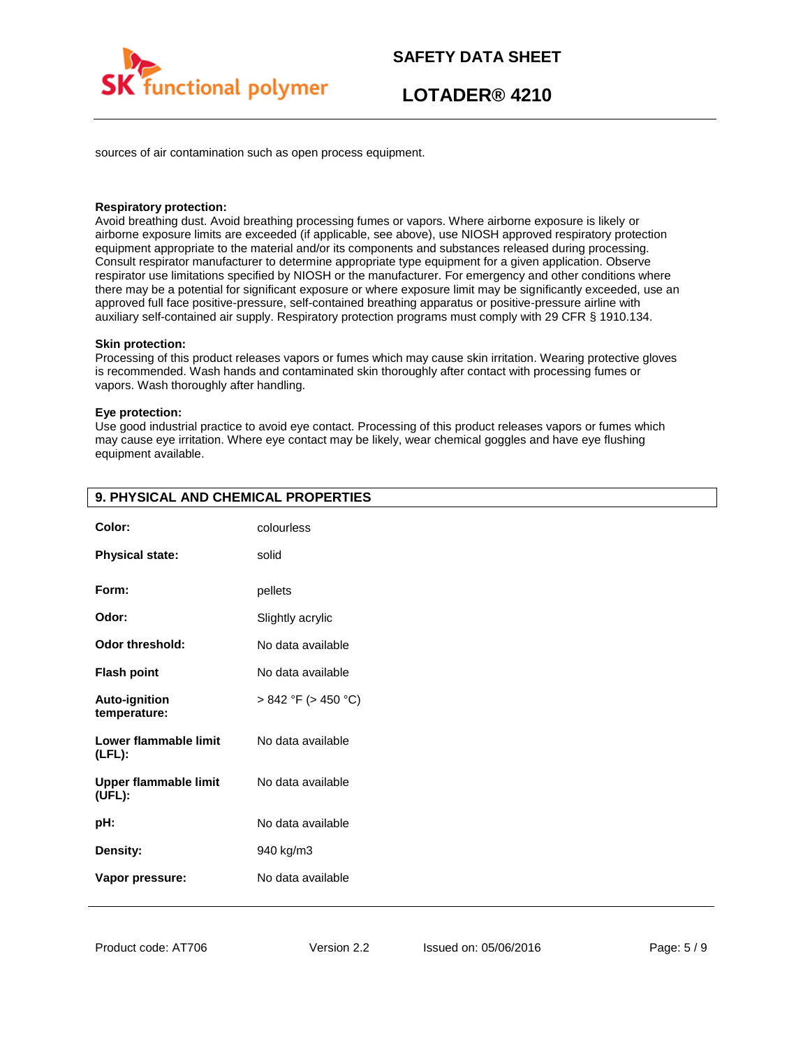sources of air contamination such as open process equipment.

**Respiratory protection:**
Avoid breathing dust. Avoid breathing processing fumes or vapors. Where airborne exposure is likely or airborne exposure limits are exceeded (if applicable, see above), use NIOSH approved respiratory protection equipment appropriate to the material and/or its components and substances released during processing. Consult respirator manufacturer to determine appropriate type equipment for a given application. Observe respirator use limitations specified by NIOSH or the manufacturer. For emergency and other conditions where there may be a potential for significant exposure or where exposure limit may be significantly exceeded, use an approved full face positive-pressure, self-contained breathing apparatus or positive-pressure airline with auxiliary self-contained air supply. Respiratory protection programs must comply with 29 CFR § 1910.134.

**Skin protection:**
Processing of this product releases vapors or fumes which may cause skin irritation. Wearing protective gloves is recommended. Wash hands and contaminated skin thoroughly after contact with processing fumes or vapors. Wash thoroughly after handling.

**Eye protection:**
Use good industrial practice to avoid eye contact. Processing of this product releases vapors or fumes which may cause eye irritation. Where eye contact may be likely, wear chemical goggles and have eye flushing equipment available.

## 9. PHYSICAL AND CHEMICAL PROPERTIES

| | |
|---|---|
| **Color:** | colourless |
| **Physical state:** | solid |
| **Form:** | pellets |
| **Odor:** | Slightly acrylic |
| **Odor threshold:** | No data available |
| **Flash point** | No data available |
| **Auto-ignition temperature:** | > 842 °F (> 450 °C) |
| **Lower flammable limit (LFL):** | No data available |
| **Upper flammable limit (UFL):** | No data available |
| **pH:** | No data available |
| **Density:** | 940 kg/m3 |
| **Vapor pressure:** | No data available |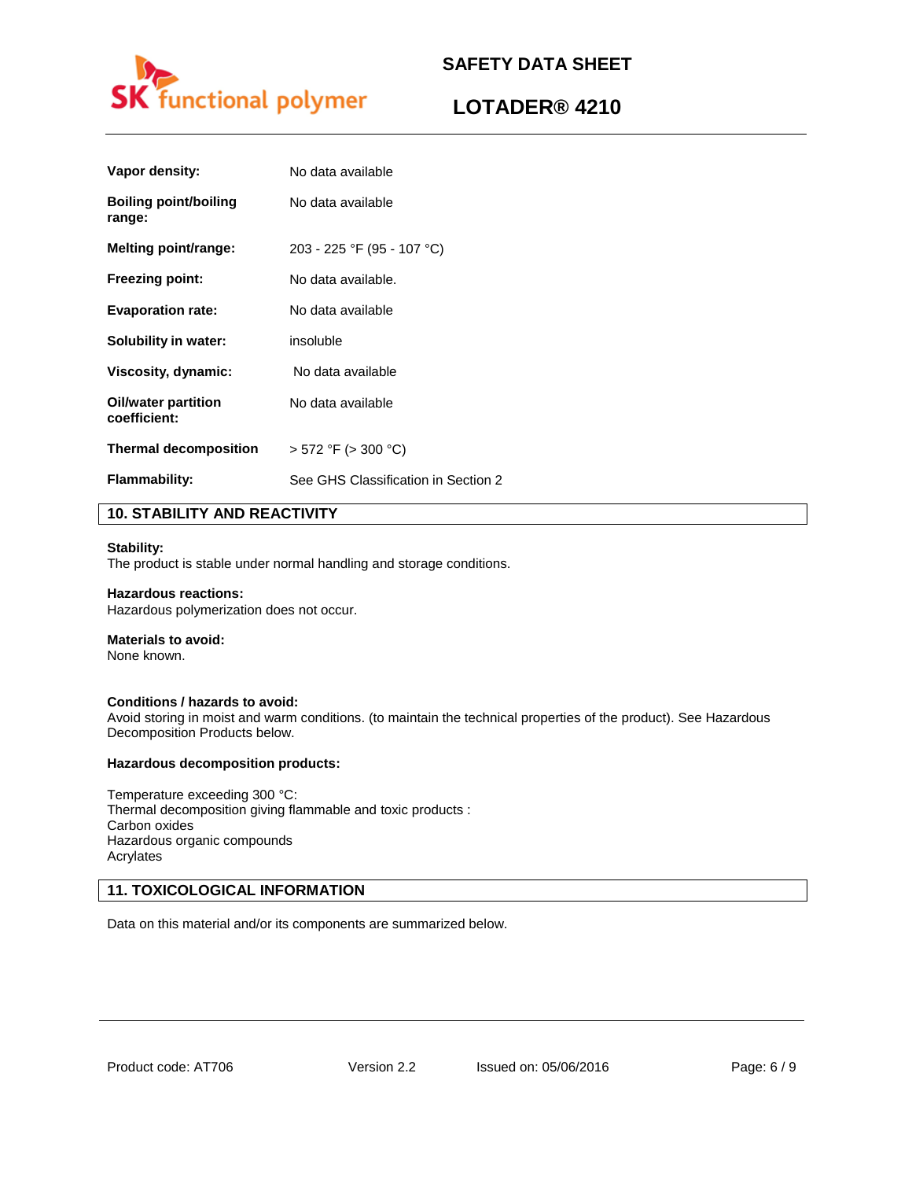| | |
|---|---|
| **Vapor density:** | No data available |
| **Boiling point/boiling range:** | No data available |
| **Melting point/range:** | 203 - 225 °F (95 - 107 °C) |
| **Freezing point:** | No data available. |
| **Evaporation rate:** | No data available |
| **Solubility in water:** | insoluble |
| **Viscosity, dynamic:** | No data available |
| **Oil/water partition coefficient:** | No data available |
| **Thermal decomposition** | > 572 °F (> 300 °C) |
| **Flammability:** | See GHS Classification in Section 2 |

## 10. STABILITY AND REACTIVITY

**Stability:**
The product is stable under normal handling and storage conditions.

**Hazardous reactions:**
Hazardous polymerization does not occur.

**Materials to avoid:**
None known.

**Conditions / hazards to avoid:**
Avoid storing in moist and warm conditions. (to maintain the technical properties of the product). See Hazardous Decomposition Products below.

**Hazardous decomposition products:**

Temperature exceeding 300 °C:
Thermal decomposition giving flammable and toxic products :
Carbon oxides
Hazardous organic compounds
Acrylates

## 11. TOXICOLOGICAL INFORMATION

Data on this material and/or its components are summarized below.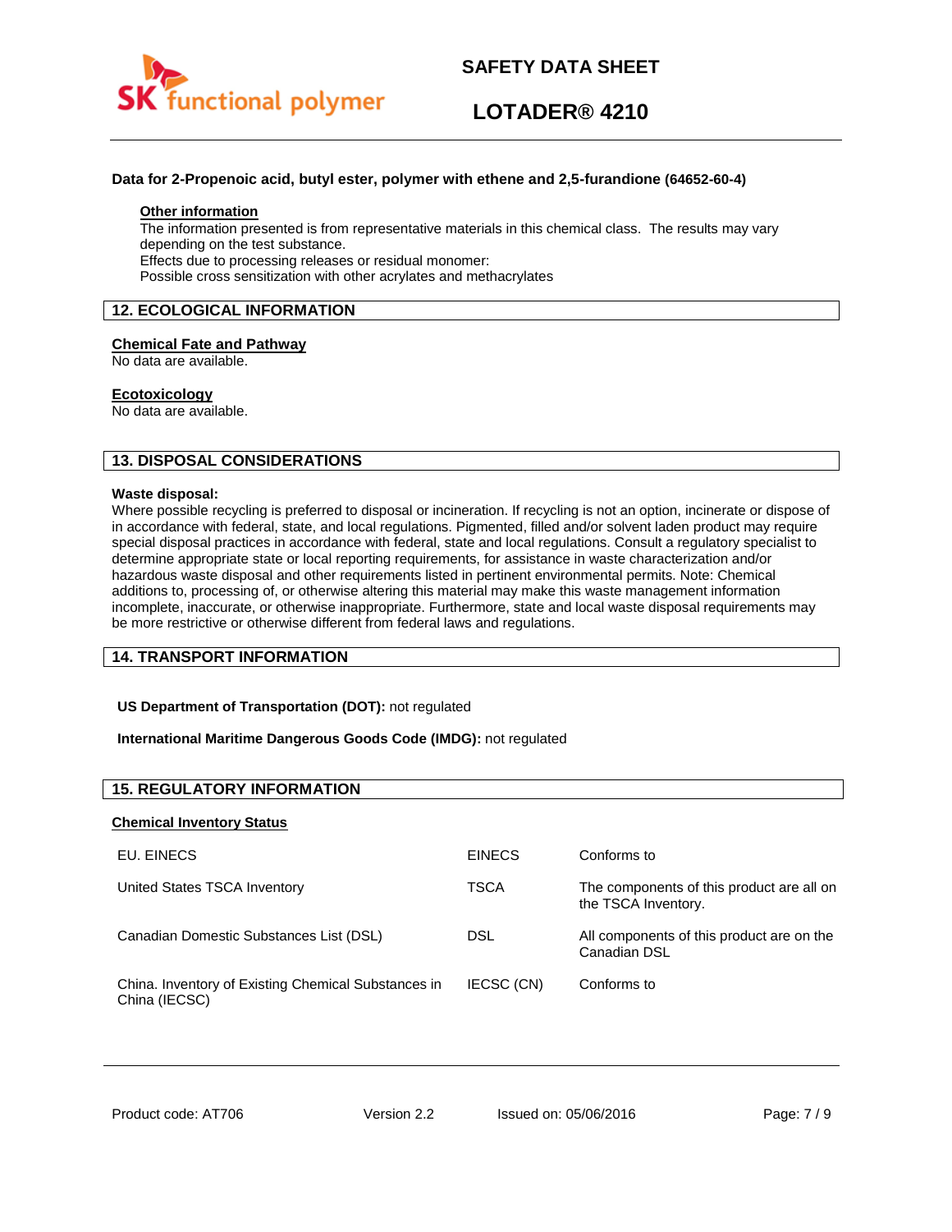**Data for 2-Propenoic acid, butyl ester, polymer with ethene and 2,5-furandione (64652-60-4)**

**Other information**

The information presented is from representative materials in this chemical class. The results may vary depending on the test substance.
Effects due to processing releases or residual monomer:
Possible cross sensitization with other acrylates and methacrylates

## 12. ECOLOGICAL INFORMATION

**Chemical Fate and Pathway**

No data are available.

**Ecotoxicology**

No data are available.

## 13. DISPOSAL CONSIDERATIONS

**Waste disposal:**

Where possible recycling is preferred to disposal or incineration. If recycling is not an option, incinerate or dispose of in accordance with federal, state, and local regulations. Pigmented, filled and/or solvent laden product may require special disposal practices in accordance with federal, state and local regulations. Consult a regulatory specialist to determine appropriate state or local reporting requirements, for assistance in waste characterization and/or hazardous waste disposal and other requirements listed in pertinent environmental permits. Note: Chemical additions to, processing of, or otherwise altering this material may make this waste management information incomplete, inaccurate, or otherwise inappropriate. Furthermore, state and local waste disposal requirements may be more restrictive or otherwise different from federal laws and regulations.

## 14. TRANSPORT INFORMATION

**US Department of Transportation (DOT):** not regulated

**International Maritime Dangerous Goods Code (IMDG):** not regulated

## 15. REGULATORY INFORMATION

**Chemical Inventory Status**

| | | |
|---|---|---|
| EU. EINECS | EINECS | Conforms to |
| United States TSCA Inventory | TSCA | The components of this product are all on the TSCA Inventory. |
| Canadian Domestic Substances List (DSL) | DSL | All components of this product are on the Canadian DSL |
| China. Inventory of Existing Chemical Substances in China (IECSC) | IECSC (CN) | Conforms to |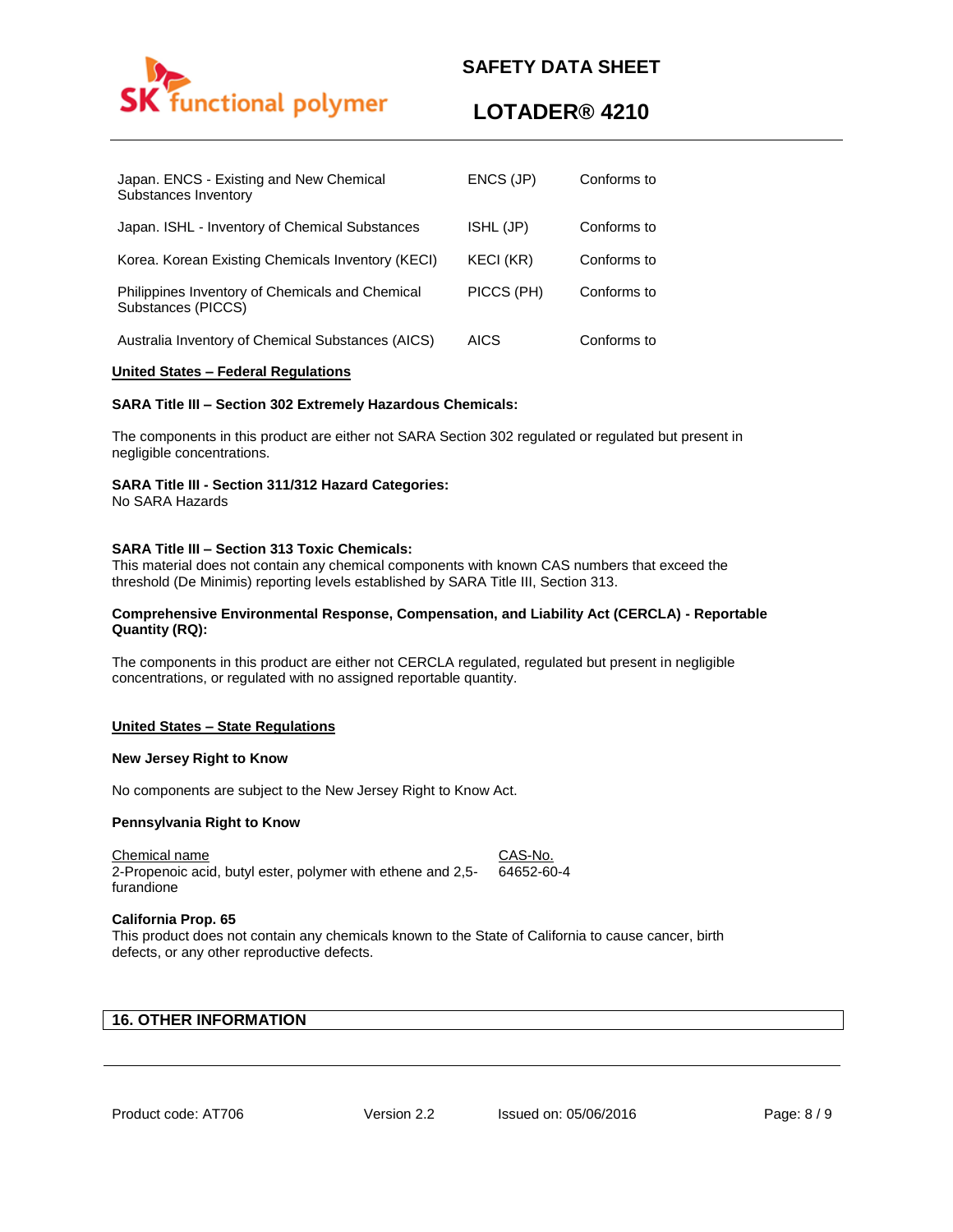| | | |
|---|---|---|
| Japan. ENCS - Existing and New Chemical Substances Inventory | ENCS (JP) | Conforms to |
| Japan. ISHL - Inventory of Chemical Substances | ISHL (JP) | Conforms to |
| Korea. Korean Existing Chemicals Inventory (KECI) | KECI (KR) | Conforms to |
| Philippines Inventory of Chemicals and Chemical Substances (PICCS) | PICCS (PH) | Conforms to |
| Australia Inventory of Chemical Substances (AICS) | AICS | Conforms to |

**United States – Federal Regulations**

**SARA Title III – Section 302 Extremely Hazardous Chemicals:**

The components in this product are either not SARA Section 302 regulated or regulated but present in negligible concentrations.

**SARA Title III - Section 311/312 Hazard Categories:**
No SARA Hazards

**SARA Title III – Section 313 Toxic Chemicals:**
This material does not contain any chemical components with known CAS numbers that exceed the threshold (De Minimis) reporting levels established by SARA Title III, Section 313.

**Comprehensive Environmental Response, Compensation, and Liability Act (CERCLA) - Reportable Quantity (RQ):**

The components in this product are either not CERCLA regulated, regulated but present in negligible concentrations, or regulated with no assigned reportable quantity.

**United States – State Regulations**

**New Jersey Right to Know**

No components are subject to the New Jersey Right to Know Act.

**Pennsylvania Right to Know**

| Chemical name | CAS-No. |
|---|---|
| 2-Propenoic acid, butyl ester, polymer with ethene and 2,5-furandione | 64652-60-4 |

**California Prop. 65**
This product does not contain any chemicals known to the State of California to cause cancer, birth defects, or any other reproductive defects.

## 16. OTHER INFORMATION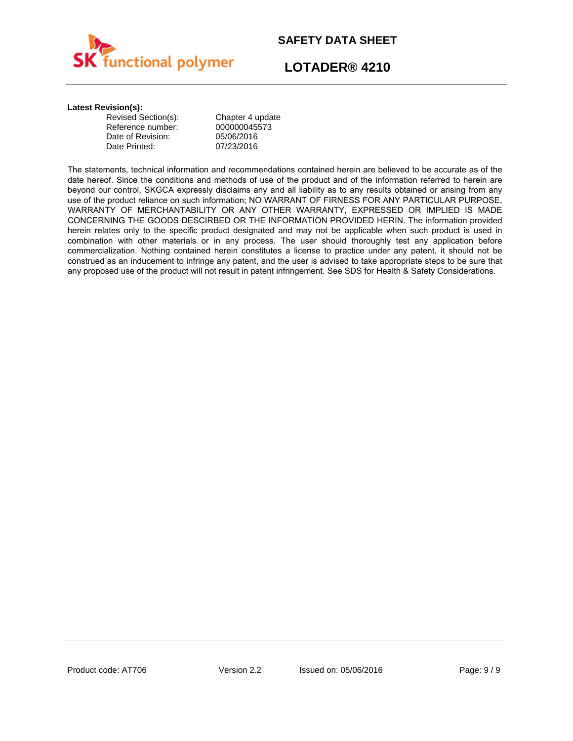**Latest Revision(s):**

| | |
|---|---|
| Revised Section(s): | Chapter 4 update |
| Reference number: | 000000045573 |
| Date of Revision: | 05/06/2016 |
| Date Printed: | 07/23/2016 |

The statements, technical information and recommendations contained herein are believed to be accurate as of the date hereof. Since the conditions and methods of use of the product and of the information referred to herein are beyond our control, SKGCA expressly disclaims any and all liability as to any results obtained or arising from any use of the product reliance on such information; NO WARRANT OF FIRNESS FOR ANY PARTICULAR PURPOSE, WARRANTY OF MERCHANTABILITY OR ANY OTHER WARRANTY, EXPRESSED OR IMPLIED IS MADE CONCERNING THE GOODS DESCIRBED OR THE INFORMATION PROVIDED HERIN. The information provided herein relates only to the specific product designated and may not be applicable when such product is used in combination with other materials or in any process. The user should thoroughly test any application before commercialization. Nothing contained herein constitutes a license to practice under any patent, it should not be construed as an inducement to infringe any patent, and the user is advised to take appropriate steps to be sure that any proposed use of the product will not result in patent infringement. See SDS for Health & Safety Considerations.